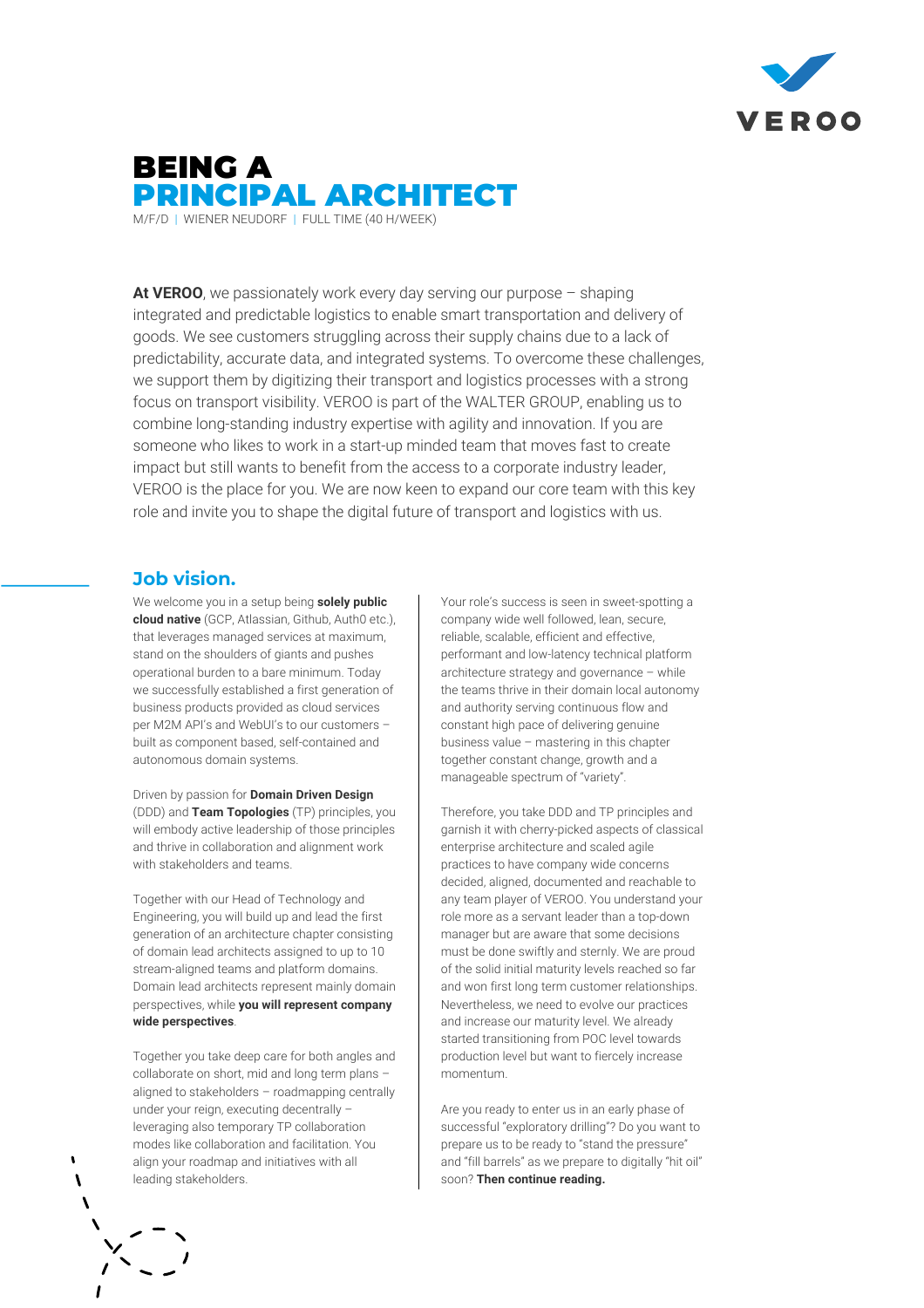VEROO

# BEING A PRINCIPAL ARCHITECT

M/F/D | WIENER NEUDORF | FULL TIME (40 H/WEEK)

**At VEROO**, we passionately work every day serving our purpose – shaping integrated and predictable logistics to enable smart transportation and delivery of goods. We see customers struggling across their supply chains due to a lack of predictability, accurate data, and integrated systems. To overcome these challenges, we support them by digitizing their transport and logistics processes with a strong focus on transport visibility. VEROO is part of the WALTER GROUP, enabling us to combine long-standing industry expertise with agility and innovation. If you are someone who likes to work in a start-up minded team that moves fast to create impact but still wants to benefit from the access to a corporate industry leader, VEROO is the place for you. We are now keen to expand our core team with this key role and invite you to shape the digital future of transport and logistics with us.

## Job vision.

We welcome you in a setup being **solely public cloud native** (GCP, Atlassian, Github, Auth0 etc.), that leverages managed services at maximum, stand on the shoulders of giants and pushes operational burden to a bare minimum. Today we successfully established a first generation of business products provided as cloud services per M2M API's and WebUI's to our customers – built as component based, self-contained and autonomous domain systems.

Driven by passion for **Domain Driven Design** (DDD) and **Team Topologies** (TP) principles, you will embody active leadership of those principles and thrive in collaboration and alignment work with stakeholders and teams.

Together with our Head of Technology and Engineering, you will build up and lead the first generation of an architecture chapter consisting of domain lead architects assigned to up to 10 stream-aligned teams and platform domains. Domain lead architects represent mainly domain perspectives, while **you will represent company wide perspectives**.

Together you take deep care for both angles and collaborate on short, mid and long term plans – aligned to stakeholders – roadmapping centrally under your reign, executing decentrally – leveraging also temporary TP collaboration modes like collaboration and facilitation. You align your roadmap and initiatives with all leading stakeholders.

Your role's success is seen in sweet-spotting a company wide well followed, lean, secure, reliable, scalable, efficient and effective, performant and low-latency technical platform architecture strategy and governance – while the teams thrive in their domain local autonomy and authority serving continuous flow and constant high pace of delivering genuine business value – mastering in this chapter together constant change, growth and a manageable spectrum of "variety".

Therefore, you take DDD and TP principles and garnish it with cherry-picked aspects of classical enterprise architecture and scaled agile practices to have company wide concerns decided, aligned, documented and reachable to any team player of VEROO. You understand your role more as a servant leader than a top-down manager but are aware that some decisions must be done swiftly and sternly. We are proud of the solid initial maturity levels reached so far and won first long term customer relationships. Nevertheless, we need to evolve our practices and increase our maturity level. We already started transitioning from POC level towards production level but want to fiercely increase momentum.

Are you ready to enter us in an early phase of successful "exploratory drilling"? Do you want to prepare us to be ready to "stand the pressure" and "fill barrels" as we prepare to digitally "hit oil" soon? **Then continue reading.**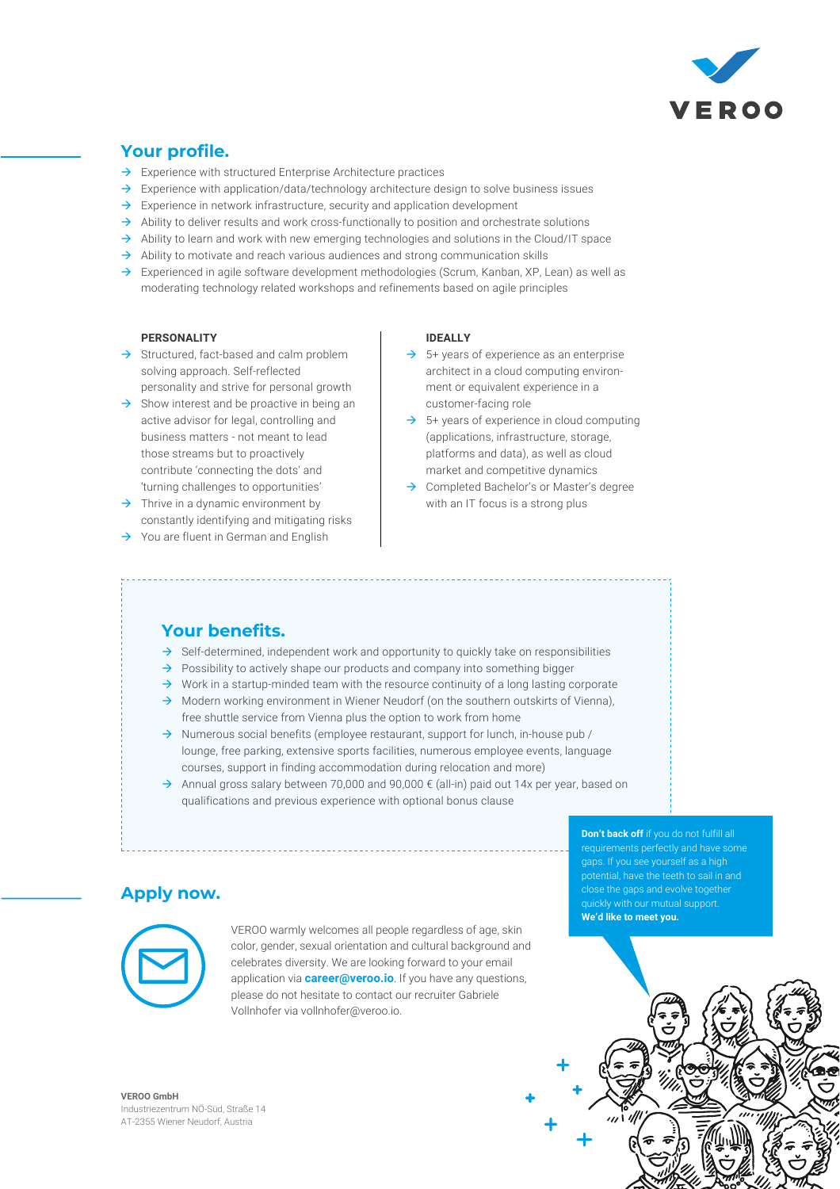VEROO

## Your profile.

- Experience with structured Enterprise Architecture practices
- Experience with application/data/technology architecture design to solve business issues
- Experience in network infrastructure, security and application development
- Ability to deliver results and work cross-functionally to position and orchestrate solutions
- Ability to learn and work with new emerging technologies and solutions in the Cloud/IT space
- Ability to motivate and reach various audiences and strong communication skills
- Experienced in agile software development methodologies (Scrum, Kanban, XP, Lean) as well as moderating technology related workshops and refinements based on agile principles

**PERSONALITY**

- Structured, fact-based and calm problem solving approach. Self-reflected personality and strive for personal growth
- Show interest and be proactive in being an active advisor for legal, controlling and business matters - not meant to lead those streams but to proactively contribute 'connecting the dots' and 'turning challenges to opportunities'
- Thrive in a dynamic environment by constantly identifying and mitigating risks
- You are fluent in German and English

**IDEALLY**

- 5+ years of experience as an enterprise architect in a cloud computing environment or equivalent experience in a customer-facing role
- 5+ years of experience in cloud computing (applications, infrastructure, storage, platforms and data), as well as cloud market and competitive dynamics
- Completed Bachelor's or Master's degree with an IT focus is a strong plus

## Your benefits.

- Self-determined, independent work and opportunity to quickly take on responsibilities
- Possibility to actively shape our products and company into something bigger
- Work in a startup-minded team with the resource continuity of a long lasting corporate
- Modern working environment in Wiener Neudorf (on the southern outskirts of Vienna), free shuttle service from Vienna plus the option to work from home
- Numerous social benefits (employee restaurant, support for lunch, in-house pub / lounge, free parking, extensive sports facilities, numerous employee events, language courses, support in finding accommodation during relocation and more)
- Annual gross salary between 70,000 and 90,000 € (all-in) paid out 14x per year, based on qualifications and previous experience with optional bonus clause

**Don't back off** if you do not fulfill all requirements perfectly and have some gaps. If you see yourself as a high potential, have the teeth to sail in and close the gaps and evolve together quickly with our mutual support. **We'd like to meet you.**

## Apply now.

VEROO warmly welcomes all people regardless of age, skin color, gender, sexual orientation and cultural background and celebrates diversity. We are looking forward to your email application via **career@veroo.io**. If you have any questions, please do not hesitate to contact our recruiter Gabriele Vollnhofer via vollnhofer@veroo.io.

**VEROO GmbH**
Industriezentrum NÖ-Süd, Straße 14
AT-2355 Wiener Neudorf, Austria